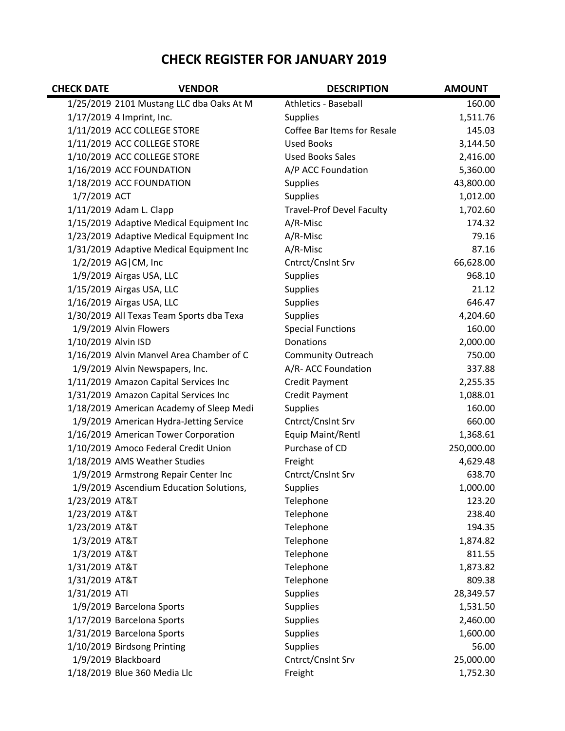# CHECK REGISTER FOR JANUARY 2019

| CHECK DATE | VENDOR | DESCRIPTION | AMOUNT |
|---|---|---|---|
| 1/25/2019 | 2101 Mustang LLC dba Oaks At M | Athletics - Baseball | 160.00 |
| 1/17/2019 | 4 Imprint, Inc. | Supplies | 1,511.76 |
| 1/11/2019 | ACC COLLEGE STORE | Coffee Bar Items for Resale | 145.03 |
| 1/11/2019 | ACC COLLEGE STORE | Used Books | 3,144.50 |
| 1/10/2019 | ACC COLLEGE STORE | Used Books Sales | 2,416.00 |
| 1/16/2019 | ACC FOUNDATION | A/P ACC Foundation | 5,360.00 |
| 1/18/2019 | ACC FOUNDATION | Supplies | 43,800.00 |
| 1/7/2019 | ACT | Supplies | 1,012.00 |
| 1/11/2019 | Adam L. Clapp | Travel-Prof Devel Faculty | 1,702.60 |
| 1/15/2019 | Adaptive Medical Equipment Inc | A/R-Misc | 174.32 |
| 1/23/2019 | Adaptive Medical Equipment Inc | A/R-Misc | 79.16 |
| 1/31/2019 | Adaptive Medical Equipment Inc | A/R-Misc | 87.16 |
| 1/2/2019 | AG\|CM, Inc | Cntrct/Cnslnt Srv | 66,628.00 |
| 1/9/2019 | Airgas USA, LLC | Supplies | 968.10 |
| 1/15/2019 | Airgas USA, LLC | Supplies | 21.12 |
| 1/16/2019 | Airgas USA, LLC | Supplies | 646.47 |
| 1/30/2019 | All Texas Team Sports dba Texa | Supplies | 4,204.60 |
| 1/9/2019 | Alvin Flowers | Special Functions | 160.00 |
| 1/10/2019 | Alvin ISD | Donations | 2,000.00 |
| 1/16/2019 | Alvin Manvel Area Chamber of C | Community Outreach | 750.00 |
| 1/9/2019 | Alvin Newspapers, Inc. | A/R- ACC Foundation | 337.88 |
| 1/11/2019 | Amazon Capital Services Inc | Credit Payment | 2,255.35 |
| 1/31/2019 | Amazon Capital Services Inc | Credit Payment | 1,088.01 |
| 1/18/2019 | American Academy of Sleep Medi | Supplies | 160.00 |
| 1/9/2019 | American Hydra-Jetting Service | Cntrct/Cnslnt Srv | 660.00 |
| 1/16/2019 | American Tower Corporation | Equip Maint/Rentl | 1,368.61 |
| 1/10/2019 | Amoco Federal Credit Union | Purchase of CD | 250,000.00 |
| 1/18/2019 | AMS Weather Studies | Freight | 4,629.48 |
| 1/9/2019 | Armstrong Repair Center Inc | Cntrct/Cnslnt Srv | 638.70 |
| 1/9/2019 | Ascendium Education Solutions, | Supplies | 1,000.00 |
| 1/23/2019 | AT&T | Telephone | 123.20 |
| 1/23/2019 | AT&T | Telephone | 238.40 |
| 1/23/2019 | AT&T | Telephone | 194.35 |
| 1/3/2019 | AT&T | Telephone | 1,874.82 |
| 1/3/2019 | AT&T | Telephone | 811.55 |
| 1/31/2019 | AT&T | Telephone | 1,873.82 |
| 1/31/2019 | AT&T | Telephone | 809.38 |
| 1/31/2019 | ATI | Supplies | 28,349.57 |
| 1/9/2019 | Barcelona Sports | Supplies | 1,531.50 |
| 1/17/2019 | Barcelona Sports | Supplies | 2,460.00 |
| 1/31/2019 | Barcelona Sports | Supplies | 1,600.00 |
| 1/10/2019 | Birdsong Printing | Supplies | 56.00 |
| 1/9/2019 | Blackboard | Cntrct/Cnslnt Srv | 25,000.00 |
| 1/18/2019 | Blue 360 Media Llc | Freight | 1,752.30 |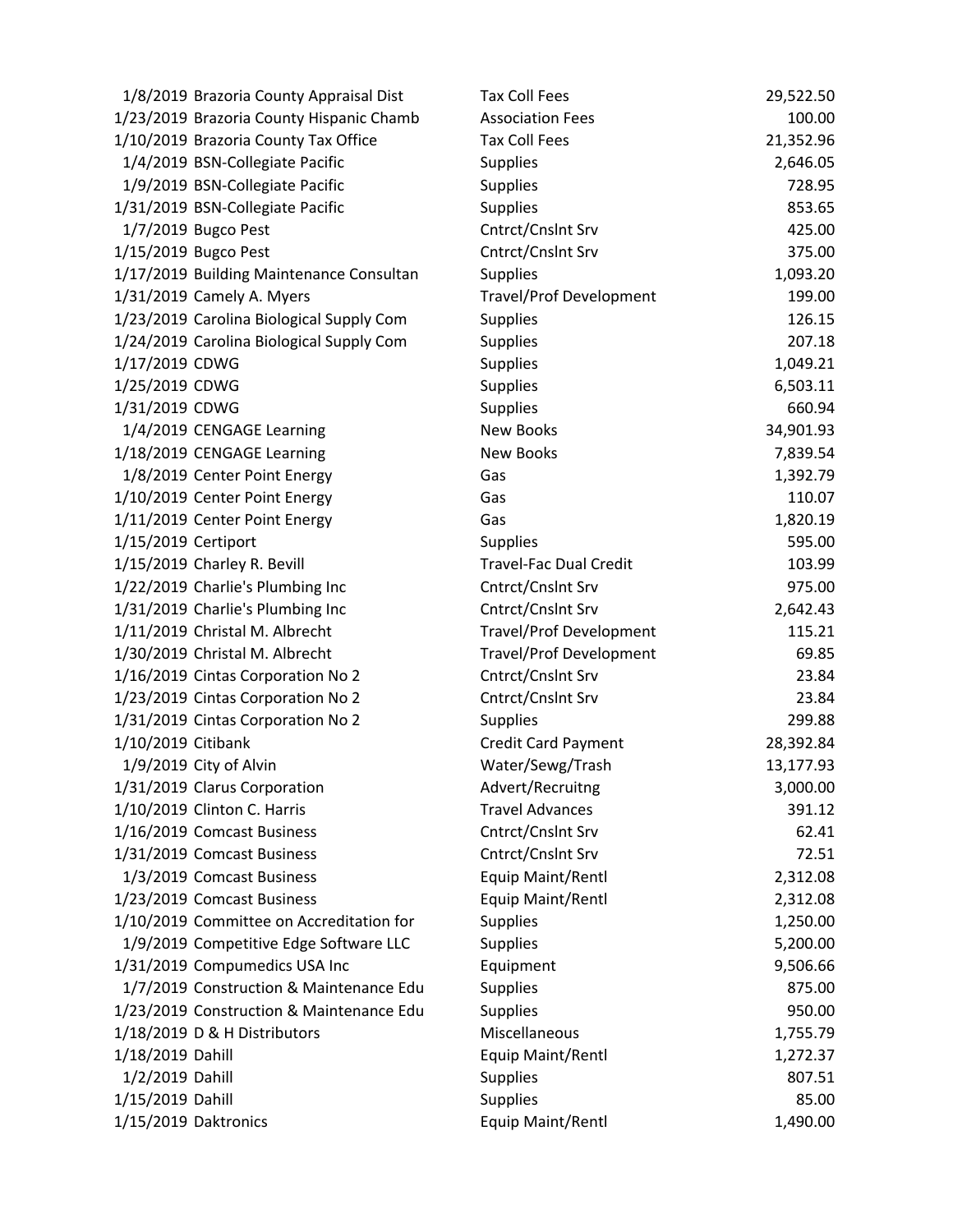| Date | Vendor | Description | Amount |
|---|---|---|---|
| 1/8/2019 | Brazoria County Appraisal Dist | Tax Coll Fees | 29,522.50 |
| 1/23/2019 | Brazoria County Hispanic Chamb | Association Fees | 100.00 |
| 1/10/2019 | Brazoria County Tax Office | Tax Coll Fees | 21,352.96 |
| 1/4/2019 | BSN-Collegiate Pacific | Supplies | 2,646.05 |
| 1/9/2019 | BSN-Collegiate Pacific | Supplies | 728.95 |
| 1/31/2019 | BSN-Collegiate Pacific | Supplies | 853.65 |
| 1/7/2019 | Bugco Pest | Cntrct/Cnslnt Srv | 425.00 |
| 1/15/2019 | Bugco Pest | Cntrct/Cnslnt Srv | 375.00 |
| 1/17/2019 | Building Maintenance Consultan | Supplies | 1,093.20 |
| 1/31/2019 | Camely A. Myers | Travel/Prof Development | 199.00 |
| 1/23/2019 | Carolina Biological Supply Com | Supplies | 126.15 |
| 1/24/2019 | Carolina Biological Supply Com | Supplies | 207.18 |
| 1/17/2019 | CDWG | Supplies | 1,049.21 |
| 1/25/2019 | CDWG | Supplies | 6,503.11 |
| 1/31/2019 | CDWG | Supplies | 660.94 |
| 1/4/2019 | CENGAGE Learning | New Books | 34,901.93 |
| 1/18/2019 | CENGAGE Learning | New Books | 7,839.54 |
| 1/8/2019 | Center Point Energy | Gas | 1,392.79 |
| 1/10/2019 | Center Point Energy | Gas | 110.07 |
| 1/11/2019 | Center Point Energy | Gas | 1,820.19 |
| 1/15/2019 | Certiport | Supplies | 595.00 |
| 1/15/2019 | Charley R. Bevill | Travel-Fac Dual Credit | 103.99 |
| 1/22/2019 | Charlie's Plumbing Inc | Cntrct/Cnslnt Srv | 975.00 |
| 1/31/2019 | Charlie's Plumbing Inc | Cntrct/Cnslnt Srv | 2,642.43 |
| 1/11/2019 | Christal M. Albrecht | Travel/Prof Development | 115.21 |
| 1/30/2019 | Christal M. Albrecht | Travel/Prof Development | 69.85 |
| 1/16/2019 | Cintas Corporation No 2 | Cntrct/Cnslnt Srv | 23.84 |
| 1/23/2019 | Cintas Corporation No 2 | Cntrct/Cnslnt Srv | 23.84 |
| 1/31/2019 | Cintas Corporation No 2 | Supplies | 299.88 |
| 1/10/2019 | Citibank | Credit Card Payment | 28,392.84 |
| 1/9/2019 | City of Alvin | Water/Sewg/Trash | 13,177.93 |
| 1/31/2019 | Clarus Corporation | Advert/Recruitng | 3,000.00 |
| 1/10/2019 | Clinton C. Harris | Travel Advances | 391.12 |
| 1/16/2019 | Comcast Business | Cntrct/Cnslnt Srv | 62.41 |
| 1/31/2019 | Comcast Business | Cntrct/Cnslnt Srv | 72.51 |
| 1/3/2019 | Comcast Business | Equip Maint/Rentl | 2,312.08 |
| 1/23/2019 | Comcast Business | Equip Maint/Rentl | 2,312.08 |
| 1/10/2019 | Committee on Accreditation for | Supplies | 1,250.00 |
| 1/9/2019 | Competitive Edge Software LLC | Supplies | 5,200.00 |
| 1/31/2019 | Compumedics USA Inc | Equipment | 9,506.66 |
| 1/7/2019 | Construction & Maintenance Edu | Supplies | 875.00 |
| 1/23/2019 | Construction & Maintenance Edu | Supplies | 950.00 |
| 1/18/2019 | D & H Distributors | Miscellaneous | 1,755.79 |
| 1/18/2019 | Dahill | Equip Maint/Rentl | 1,272.37 |
| 1/2/2019 | Dahill | Supplies | 807.51 |
| 1/15/2019 | Dahill | Supplies | 85.00 |
| 1/15/2019 | Daktronics | Equip Maint/Rentl | 1,490.00 |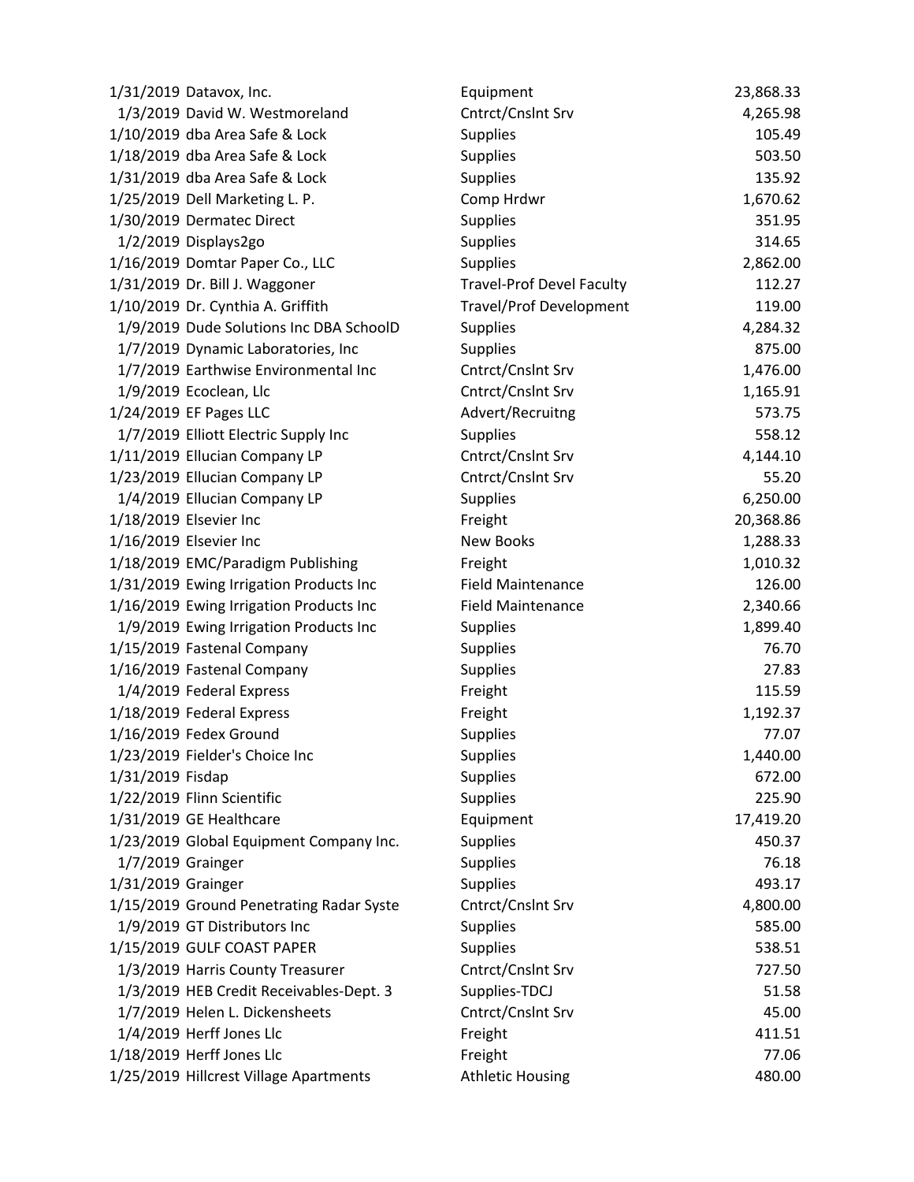| | | | |
|---|---|---|---|
| 1/31/2019 | Datavox, Inc. | Equipment | 23,868.33 |
| 1/3/2019 | David W. Westmoreland | Cntrct/Cnslnt Srv | 4,265.98 |
| 1/10/2019 | dba Area Safe & Lock | Supplies | 105.49 |
| 1/18/2019 | dba Area Safe & Lock | Supplies | 503.50 |
| 1/31/2019 | dba Area Safe & Lock | Supplies | 135.92 |
| 1/25/2019 | Dell Marketing L. P. | Comp Hrdwr | 1,670.62 |
| 1/30/2019 | Dermatec Direct | Supplies | 351.95 |
| 1/2/2019 | Displays2go | Supplies | 314.65 |
| 1/16/2019 | Domtar Paper Co., LLC | Supplies | 2,862.00 |
| 1/31/2019 | Dr. Bill J. Waggoner | Travel-Prof Devel Faculty | 112.27 |
| 1/10/2019 | Dr. Cynthia A. Griffith | Travel/Prof Development | 119.00 |
| 1/9/2019 | Dude Solutions Inc DBA SchoolD | Supplies | 4,284.32 |
| 1/7/2019 | Dynamic Laboratories, Inc | Supplies | 875.00 |
| 1/7/2019 | Earthwise Environmental Inc | Cntrct/Cnslnt Srv | 1,476.00 |
| 1/9/2019 | Ecoclean, Llc | Cntrct/Cnslnt Srv | 1,165.91 |
| 1/24/2019 | EF Pages LLC | Advert/Recruitng | 573.75 |
| 1/7/2019 | Elliott Electric Supply Inc | Supplies | 558.12 |
| 1/11/2019 | Ellucian Company LP | Cntrct/Cnslnt Srv | 4,144.10 |
| 1/23/2019 | Ellucian Company LP | Cntrct/Cnslnt Srv | 55.20 |
| 1/4/2019 | Ellucian Company LP | Supplies | 6,250.00 |
| 1/18/2019 | Elsevier Inc | Freight | 20,368.86 |
| 1/16/2019 | Elsevier Inc | New Books | 1,288.33 |
| 1/18/2019 | EMC/Paradigm Publishing | Freight | 1,010.32 |
| 1/31/2019 | Ewing Irrigation Products Inc | Field Maintenance | 126.00 |
| 1/16/2019 | Ewing Irrigation Products Inc | Field Maintenance | 2,340.66 |
| 1/9/2019 | Ewing Irrigation Products Inc | Supplies | 1,899.40 |
| 1/15/2019 | Fastenal Company | Supplies | 76.70 |
| 1/16/2019 | Fastenal Company | Supplies | 27.83 |
| 1/4/2019 | Federal Express | Freight | 115.59 |
| 1/18/2019 | Federal Express | Freight | 1,192.37 |
| 1/16/2019 | Fedex Ground | Supplies | 77.07 |
| 1/23/2019 | Fielder's Choice Inc | Supplies | 1,440.00 |
| 1/31/2019 | Fisdap | Supplies | 672.00 |
| 1/22/2019 | Flinn Scientific | Supplies | 225.90 |
| 1/31/2019 | GE Healthcare | Equipment | 17,419.20 |
| 1/23/2019 | Global Equipment Company Inc. | Supplies | 450.37 |
| 1/7/2019 | Grainger | Supplies | 76.18 |
| 1/31/2019 | Grainger | Supplies | 493.17 |
| 1/15/2019 | Ground Penetrating Radar Syste | Cntrct/Cnslnt Srv | 4,800.00 |
| 1/9/2019 | GT Distributors Inc | Supplies | 585.00 |
| 1/15/2019 | GULF COAST PAPER | Supplies | 538.51 |
| 1/3/2019 | Harris County Treasurer | Cntrct/Cnslnt Srv | 727.50 |
| 1/3/2019 | HEB Credit Receivables-Dept. 3 | Supplies-TDCJ | 51.58 |
| 1/7/2019 | Helen L. Dickensheets | Cntrct/Cnslnt Srv | 45.00 |
| 1/4/2019 | Herff Jones Llc | Freight | 411.51 |
| 1/18/2019 | Herff Jones Llc | Freight | 77.06 |
| 1/25/2019 | Hillcrest Village Apartments | Athletic Housing | 480.00 |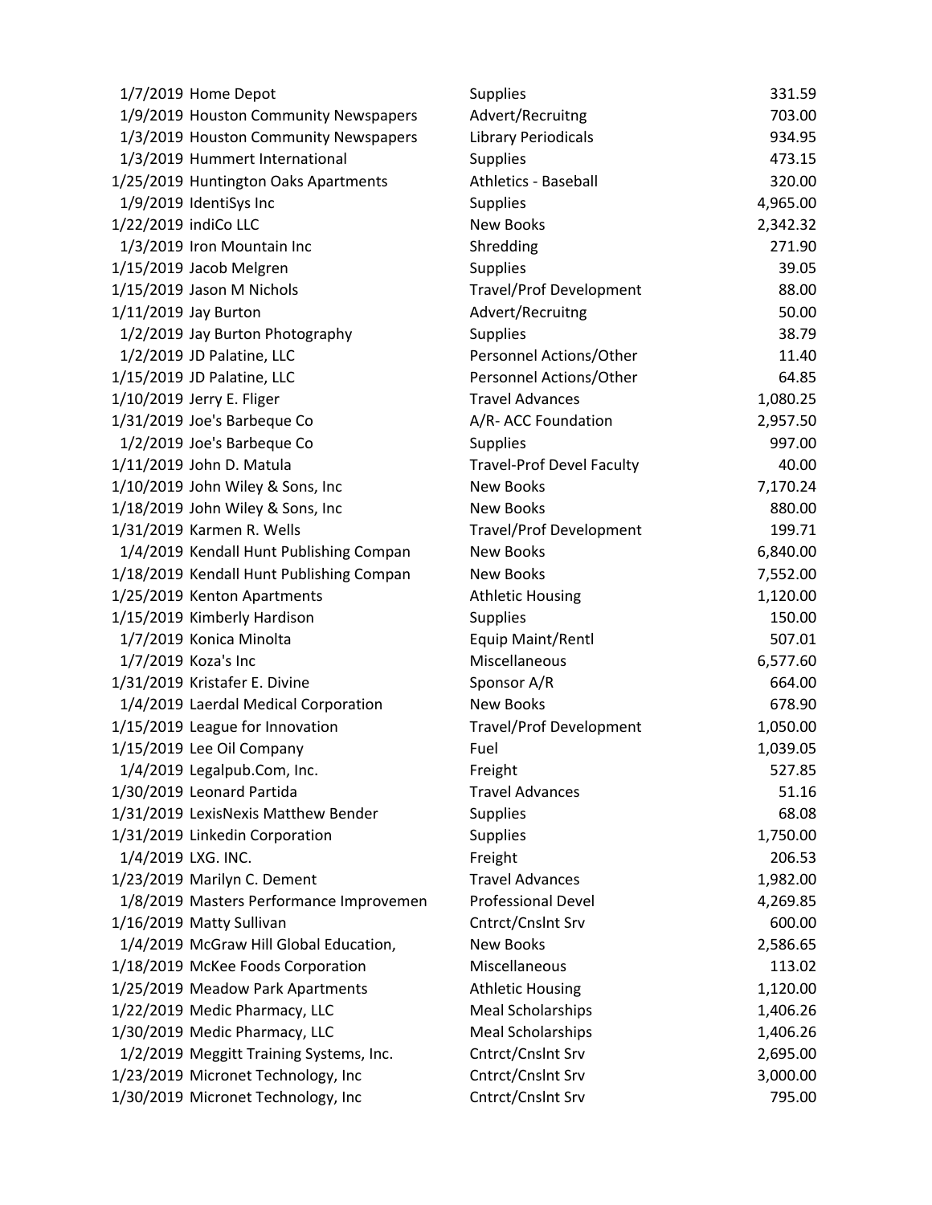| | | | |
|---|---|---|---|
| 1/7/2019 | Home Depot | Supplies | 331.59 |
| 1/9/2019 | Houston Community Newspapers | Advert/Recruitng | 703.00 |
| 1/3/2019 | Houston Community Newspapers | Library Periodicals | 934.95 |
| 1/3/2019 | Hummert International | Supplies | 473.15 |
| 1/25/2019 | Huntington Oaks Apartments | Athletics - Baseball | 320.00 |
| 1/9/2019 | IdentiSys Inc | Supplies | 4,965.00 |
| 1/22/2019 | indiCo LLC | New Books | 2,342.32 |
| 1/3/2019 | Iron Mountain Inc | Shredding | 271.90 |
| 1/15/2019 | Jacob Melgren | Supplies | 39.05 |
| 1/15/2019 | Jason M Nichols | Travel/Prof Development | 88.00 |
| 1/11/2019 | Jay Burton | Advert/Recruitng | 50.00 |
| 1/2/2019 | Jay Burton Photography | Supplies | 38.79 |
| 1/2/2019 | JD Palatine, LLC | Personnel Actions/Other | 11.40 |
| 1/15/2019 | JD Palatine, LLC | Personnel Actions/Other | 64.85 |
| 1/10/2019 | Jerry E. Fliger | Travel Advances | 1,080.25 |
| 1/31/2019 | Joe's Barbeque Co | A/R- ACC Foundation | 2,957.50 |
| 1/2/2019 | Joe's Barbeque Co | Supplies | 997.00 |
| 1/11/2019 | John D. Matula | Travel-Prof Devel Faculty | 40.00 |
| 1/10/2019 | John Wiley & Sons, Inc | New Books | 7,170.24 |
| 1/18/2019 | John Wiley & Sons, Inc | New Books | 880.00 |
| 1/31/2019 | Karmen R. Wells | Travel/Prof Development | 199.71 |
| 1/4/2019 | Kendall Hunt Publishing Compan | New Books | 6,840.00 |
| 1/18/2019 | Kendall Hunt Publishing Compan | New Books | 7,552.00 |
| 1/25/2019 | Kenton Apartments | Athletic Housing | 1,120.00 |
| 1/15/2019 | Kimberly Hardison | Supplies | 150.00 |
| 1/7/2019 | Konica Minolta | Equip Maint/Rentl | 507.01 |
| 1/7/2019 | Koza's Inc | Miscellaneous | 6,577.60 |
| 1/31/2019 | Kristafer E. Divine | Sponsor A/R | 664.00 |
| 1/4/2019 | Laerdal Medical Corporation | New Books | 678.90 |
| 1/15/2019 | League for Innovation | Travel/Prof Development | 1,050.00 |
| 1/15/2019 | Lee Oil Company | Fuel | 1,039.05 |
| 1/4/2019 | Legalpub.Com, Inc. | Freight | 527.85 |
| 1/30/2019 | Leonard Partida | Travel Advances | 51.16 |
| 1/31/2019 | LexisNexis Matthew Bender | Supplies | 68.08 |
| 1/31/2019 | Linkedin Corporation | Supplies | 1,750.00 |
| 1/4/2019 | LXG. INC. | Freight | 206.53 |
| 1/23/2019 | Marilyn C. Dement | Travel Advances | 1,982.00 |
| 1/8/2019 | Masters Performance Improvemen | Professional Devel | 4,269.85 |
| 1/16/2019 | Matty Sullivan | Cntrct/Cnslnt Srv | 600.00 |
| 1/4/2019 | McGraw Hill Global Education, | New Books | 2,586.65 |
| 1/18/2019 | McKee Foods Corporation | Miscellaneous | 113.02 |
| 1/25/2019 | Meadow Park Apartments | Athletic Housing | 1,120.00 |
| 1/22/2019 | Medic Pharmacy, LLC | Meal Scholarships | 1,406.26 |
| 1/30/2019 | Medic Pharmacy, LLC | Meal Scholarships | 1,406.26 |
| 1/2/2019 | Meggitt Training Systems, Inc. | Cntrct/Cnslnt Srv | 2,695.00 |
| 1/23/2019 | Micronet Technology, Inc | Cntrct/Cnslnt Srv | 3,000.00 |
| 1/30/2019 | Micronet Technology, Inc | Cntrct/Cnslnt Srv | 795.00 |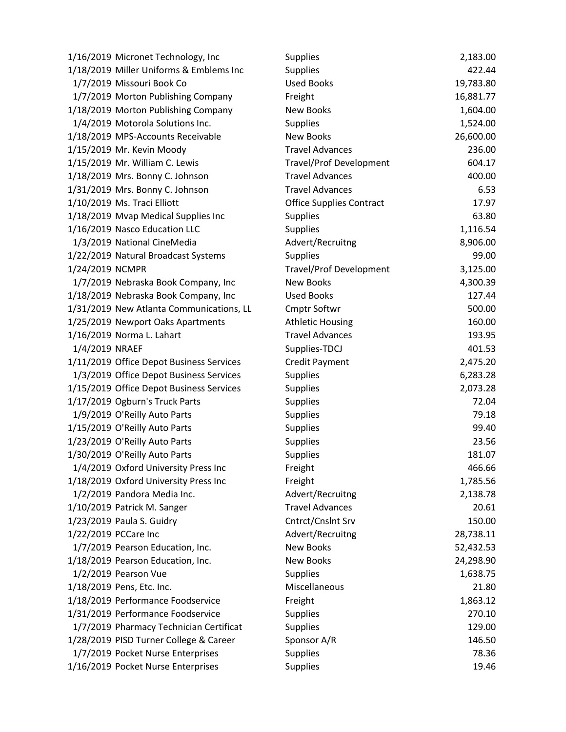| | | | |
|---|---|---|---|
| 1/16/2019 | Micronet Technology, Inc | Supplies | 2,183.00 |
| 1/18/2019 | Miller Uniforms & Emblems Inc | Supplies | 422.44 |
| 1/7/2019 | Missouri Book Co | Used Books | 19,783.80 |
| 1/7/2019 | Morton Publishing Company | Freight | 16,881.77 |
| 1/18/2019 | Morton Publishing Company | New Books | 1,604.00 |
| 1/4/2019 | Motorola Solutions Inc. | Supplies | 1,524.00 |
| 1/18/2019 | MPS-Accounts Receivable | New Books | 26,600.00 |
| 1/15/2019 | Mr. Kevin Moody | Travel Advances | 236.00 |
| 1/15/2019 | Mr. William C. Lewis | Travel/Prof Development | 604.17 |
| 1/18/2019 | Mrs. Bonny C. Johnson | Travel Advances | 400.00 |
| 1/31/2019 | Mrs. Bonny C. Johnson | Travel Advances | 6.53 |
| 1/10/2019 | Ms. Traci Elliott | Office Supplies Contract | 17.97 |
| 1/18/2019 | Mvap Medical Supplies Inc | Supplies | 63.80 |
| 1/16/2019 | Nasco Education LLC | Supplies | 1,116.54 |
| 1/3/2019 | National CineMedia | Advert/Recruitng | 8,906.00 |
| 1/22/2019 | Natural Broadcast Systems | Supplies | 99.00 |
| 1/24/2019 | NCMPR | Travel/Prof Development | 3,125.00 |
| 1/7/2019 | Nebraska Book Company, Inc | New Books | 4,300.39 |
| 1/18/2019 | Nebraska Book Company, Inc | Used Books | 127.44 |
| 1/31/2019 | New Atlanta Communications, LL | Cmptr Softwr | 500.00 |
| 1/25/2019 | Newport Oaks Apartments | Athletic Housing | 160.00 |
| 1/16/2019 | Norma L. Lahart | Travel Advances | 193.95 |
| 1/4/2019 | NRAEF | Supplies-TDCJ | 401.53 |
| 1/11/2019 | Office Depot Business Services | Credit Payment | 2,475.20 |
| 1/3/2019 | Office Depot Business Services | Supplies | 6,283.28 |
| 1/15/2019 | Office Depot Business Services | Supplies | 2,073.28 |
| 1/17/2019 | Ogburn's Truck Parts | Supplies | 72.04 |
| 1/9/2019 | O'Reilly Auto Parts | Supplies | 79.18 |
| 1/15/2019 | O'Reilly Auto Parts | Supplies | 99.40 |
| 1/23/2019 | O'Reilly Auto Parts | Supplies | 23.56 |
| 1/30/2019 | O'Reilly Auto Parts | Supplies | 181.07 |
| 1/4/2019 | Oxford University Press Inc | Freight | 466.66 |
| 1/18/2019 | Oxford University Press Inc | Freight | 1,785.56 |
| 1/2/2019 | Pandora Media Inc. | Advert/Recruitng | 2,138.78 |
| 1/10/2019 | Patrick M. Sanger | Travel Advances | 20.61 |
| 1/23/2019 | Paula S. Guidry | Cntrct/Cnslnt Srv | 150.00 |
| 1/22/2019 | PCCare Inc | Advert/Recruitng | 28,738.11 |
| 1/7/2019 | Pearson Education, Inc. | New Books | 52,432.53 |
| 1/18/2019 | Pearson Education, Inc. | New Books | 24,298.90 |
| 1/2/2019 | Pearson Vue | Supplies | 1,638.75 |
| 1/18/2019 | Pens, Etc. Inc. | Miscellaneous | 21.80 |
| 1/18/2019 | Performance Foodservice | Freight | 1,863.12 |
| 1/31/2019 | Performance Foodservice | Supplies | 270.10 |
| 1/7/2019 | Pharmacy Technician Certificat | Supplies | 129.00 |
| 1/28/2019 | PISD Turner College & Career | Sponsor A/R | 146.50 |
| 1/7/2019 | Pocket Nurse Enterprises | Supplies | 78.36 |
| 1/16/2019 | Pocket Nurse Enterprises | Supplies | 19.46 |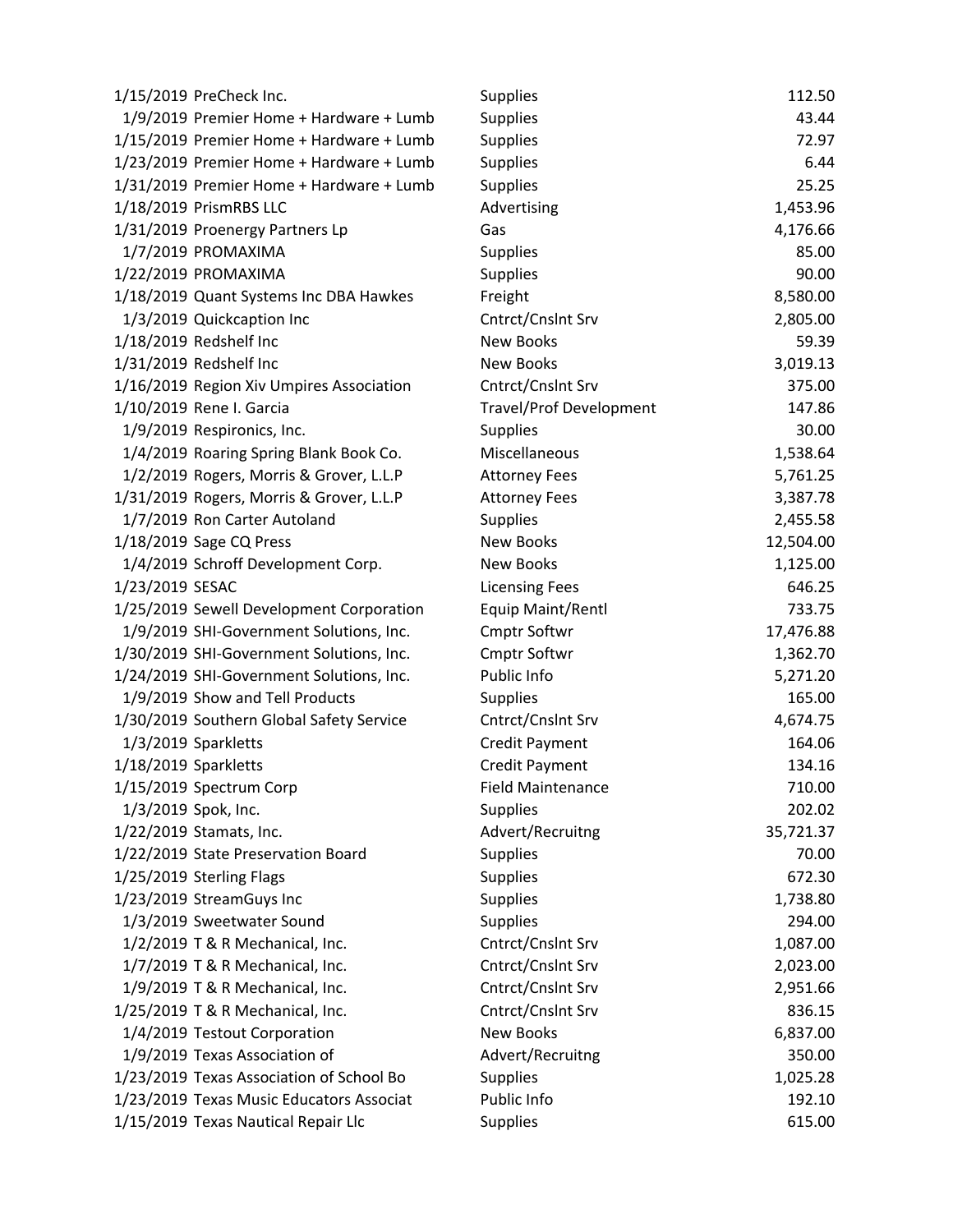| | | | |
|---|---|---|---|
| 1/15/2019 | PreCheck Inc. | Supplies | 112.50 |
| 1/9/2019 | Premier Home + Hardware + Lumb | Supplies | 43.44 |
| 1/15/2019 | Premier Home + Hardware + Lumb | Supplies | 72.97 |
| 1/23/2019 | Premier Home + Hardware + Lumb | Supplies | 6.44 |
| 1/31/2019 | Premier Home + Hardware + Lumb | Supplies | 25.25 |
| 1/18/2019 | PrismRBS LLC | Advertising | 1,453.96 |
| 1/31/2019 | Proenergy Partners Lp | Gas | 4,176.66 |
| 1/7/2019 | PROMAXIMA | Supplies | 85.00 |
| 1/22/2019 | PROMAXIMA | Supplies | 90.00 |
| 1/18/2019 | Quant Systems Inc DBA Hawkes | Freight | 8,580.00 |
| 1/3/2019 | Quickcaption Inc | Cntrct/Cnslnt Srv | 2,805.00 |
| 1/18/2019 | Redshelf Inc | New Books | 59.39 |
| 1/31/2019 | Redshelf Inc | New Books | 3,019.13 |
| 1/16/2019 | Region Xiv Umpires Association | Cntrct/Cnslnt Srv | 375.00 |
| 1/10/2019 | Rene I. Garcia | Travel/Prof Development | 147.86 |
| 1/9/2019 | Respironics, Inc. | Supplies | 30.00 |
| 1/4/2019 | Roaring Spring Blank Book Co. | Miscellaneous | 1,538.64 |
| 1/2/2019 | Rogers, Morris & Grover, L.L.P | Attorney Fees | 5,761.25 |
| 1/31/2019 | Rogers, Morris & Grover, L.L.P | Attorney Fees | 3,387.78 |
| 1/7/2019 | Ron Carter Autoland | Supplies | 2,455.58 |
| 1/18/2019 | Sage CQ Press | New Books | 12,504.00 |
| 1/4/2019 | Schroff Development Corp. | New Books | 1,125.00 |
| 1/23/2019 | SESAC | Licensing Fees | 646.25 |
| 1/25/2019 | Sewell Development Corporation | Equip Maint/Rentl | 733.75 |
| 1/9/2019 | SHI-Government Solutions, Inc. | Cmptr Softwr | 17,476.88 |
| 1/30/2019 | SHI-Government Solutions, Inc. | Cmptr Softwr | 1,362.70 |
| 1/24/2019 | SHI-Government Solutions, Inc. | Public Info | 5,271.20 |
| 1/9/2019 | Show and Tell Products | Supplies | 165.00 |
| 1/30/2019 | Southern Global Safety Service | Cntrct/Cnslnt Srv | 4,674.75 |
| 1/3/2019 | Sparkletts | Credit Payment | 164.06 |
| 1/18/2019 | Sparkletts | Credit Payment | 134.16 |
| 1/15/2019 | Spectrum Corp | Field Maintenance | 710.00 |
| 1/3/2019 | Spok, Inc. | Supplies | 202.02 |
| 1/22/2019 | Stamats, Inc. | Advert/Recruitng | 35,721.37 |
| 1/22/2019 | State Preservation Board | Supplies | 70.00 |
| 1/25/2019 | Sterling Flags | Supplies | 672.30 |
| 1/23/2019 | StreamGuys Inc | Supplies | 1,738.80 |
| 1/3/2019 | Sweetwater Sound | Supplies | 294.00 |
| 1/2/2019 | T & R Mechanical, Inc. | Cntrct/Cnslnt Srv | 1,087.00 |
| 1/7/2019 | T & R Mechanical, Inc. | Cntrct/Cnslnt Srv | 2,023.00 |
| 1/9/2019 | T & R Mechanical, Inc. | Cntrct/Cnslnt Srv | 2,951.66 |
| 1/25/2019 | T & R Mechanical, Inc. | Cntrct/Cnslnt Srv | 836.15 |
| 1/4/2019 | Testout Corporation | New Books | 6,837.00 |
| 1/9/2019 | Texas Association of | Advert/Recruitng | 350.00 |
| 1/23/2019 | Texas Association of School Bo | Supplies | 1,025.28 |
| 1/23/2019 | Texas Music Educators Associat | Public Info | 192.10 |
| 1/15/2019 | Texas Nautical Repair Llc | Supplies | 615.00 |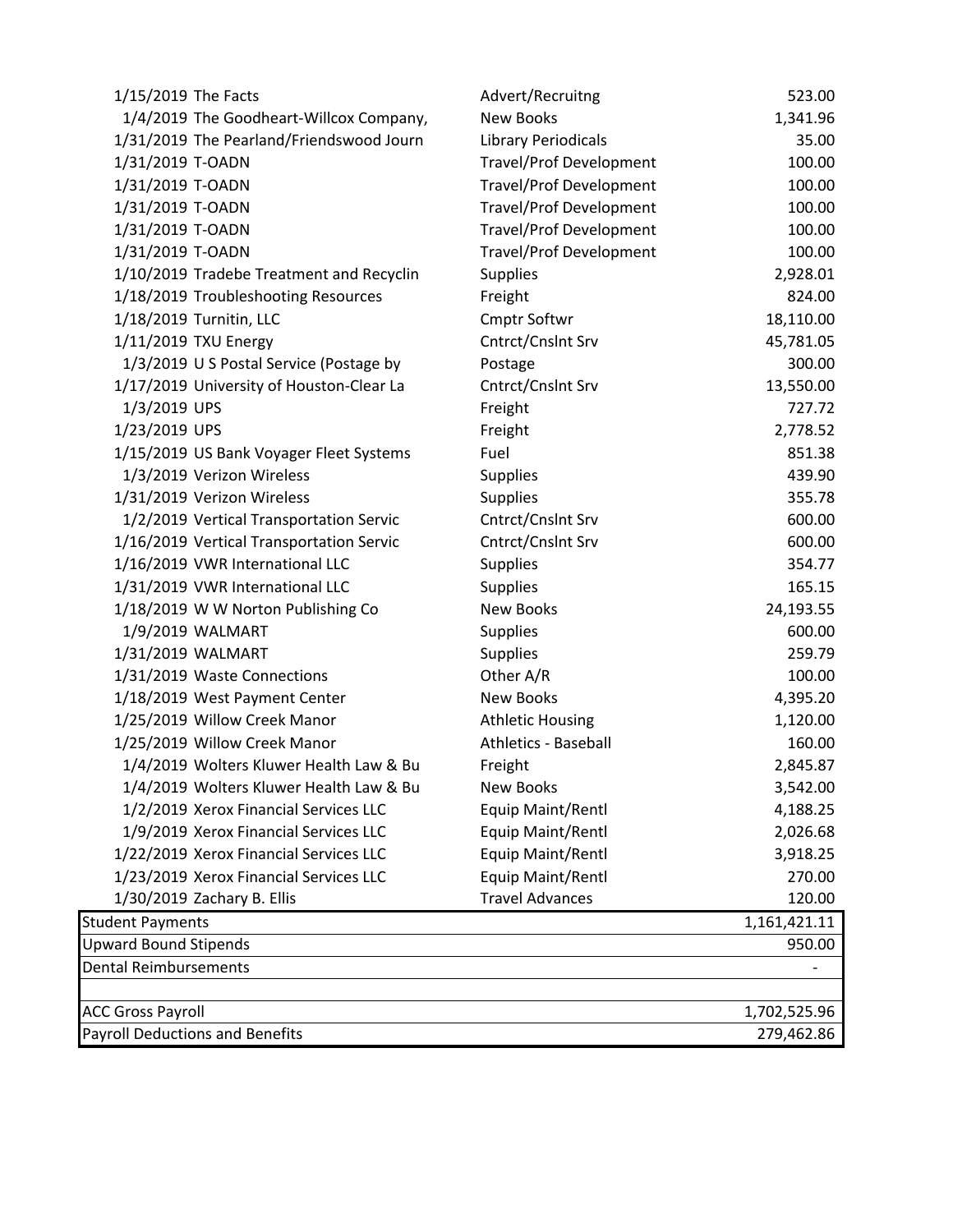| | | | |
|---|---|---|---|
| 1/15/2019 | The Facts | Advert/Recruitng | 523.00 |
| 1/4/2019 | The Goodheart-Willcox Company, | New Books | 1,341.96 |
| 1/31/2019 | The Pearland/Friendswood Journ | Library Periodicals | 35.00 |
| 1/31/2019 | T-OADN | Travel/Prof Development | 100.00 |
| 1/31/2019 | T-OADN | Travel/Prof Development | 100.00 |
| 1/31/2019 | T-OADN | Travel/Prof Development | 100.00 |
| 1/31/2019 | T-OADN | Travel/Prof Development | 100.00 |
| 1/31/2019 | T-OADN | Travel/Prof Development | 100.00 |
| 1/10/2019 | Tradebe Treatment and Recyclin | Supplies | 2,928.01 |
| 1/18/2019 | Troubleshooting Resources | Freight | 824.00 |
| 1/18/2019 | Turnitin, LLC | Cmptr Softwr | 18,110.00 |
| 1/11/2019 | TXU Energy | Cntrct/Cnslnt Srv | 45,781.05 |
| 1/3/2019 | U S Postal Service (Postage by | Postage | 300.00 |
| 1/17/2019 | University of Houston-Clear La | Cntrct/Cnslnt Srv | 13,550.00 |
| 1/3/2019 | UPS | Freight | 727.72 |
| 1/23/2019 | UPS | Freight | 2,778.52 |
| 1/15/2019 | US Bank Voyager Fleet Systems | Fuel | 851.38 |
| 1/3/2019 | Verizon Wireless | Supplies | 439.90 |
| 1/31/2019 | Verizon Wireless | Supplies | 355.78 |
| 1/2/2019 | Vertical Transportation Servic | Cntrct/Cnslnt Srv | 600.00 |
| 1/16/2019 | Vertical Transportation Servic | Cntrct/Cnslnt Srv | 600.00 |
| 1/16/2019 | VWR International LLC | Supplies | 354.77 |
| 1/31/2019 | VWR International LLC | Supplies | 165.15 |
| 1/18/2019 | W W Norton Publishing Co | New Books | 24,193.55 |
| 1/9/2019 | WALMART | Supplies | 600.00 |
| 1/31/2019 | WALMART | Supplies | 259.79 |
| 1/31/2019 | Waste Connections | Other A/R | 100.00 |
| 1/18/2019 | West Payment Center | New Books | 4,395.20 |
| 1/25/2019 | Willow Creek Manor | Athletic Housing | 1,120.00 |
| 1/25/2019 | Willow Creek Manor | Athletics - Baseball | 160.00 |
| 1/4/2019 | Wolters Kluwer Health Law & Bu | Freight | 2,845.87 |
| 1/4/2019 | Wolters Kluwer Health Law & Bu | New Books | 3,542.00 |
| 1/2/2019 | Xerox Financial Services LLC | Equip Maint/Rentl | 4,188.25 |
| 1/9/2019 | Xerox Financial Services LLC | Equip Maint/Rentl | 2,026.68 |
| 1/22/2019 | Xerox Financial Services LLC | Equip Maint/Rentl | 3,918.25 |
| 1/23/2019 | Xerox Financial Services LLC | Equip Maint/Rentl | 270.00 |
| 1/30/2019 | Zachary B. Ellis | Travel Advances | 120.00 |
| Student Payments | | | 1,161,421.11 |
| Upward Bound Stipends | | | 950.00 |
| Dental Reimbursements | | | - |
| | | | |
| ACC Gross Payroll | | | 1,702,525.96 |
| Payroll Deductions and Benefits | | | 279,462.86 |